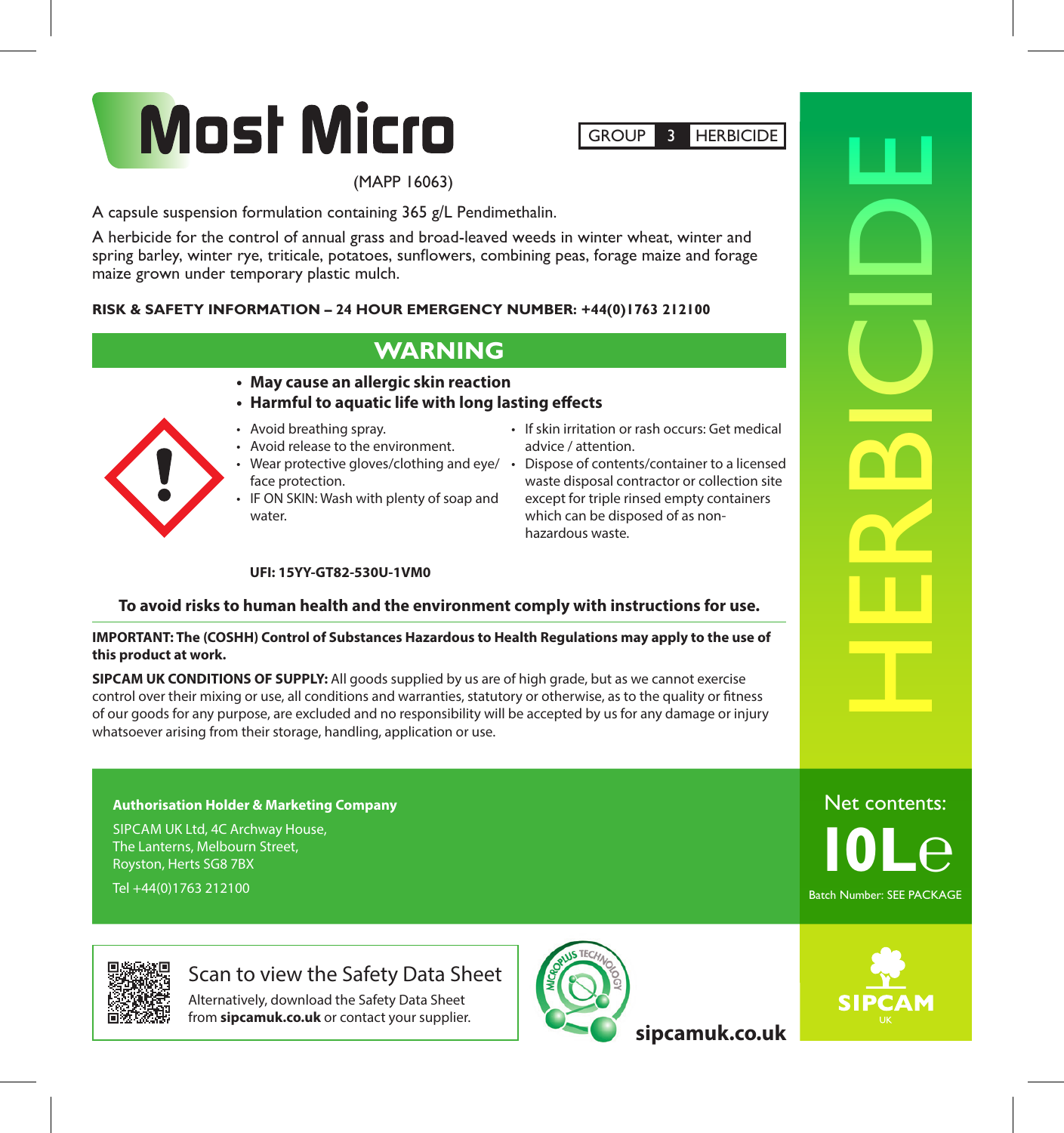# Most Micro

GROUP 3 HERBICIDE

(MAPP 16063)

A capsule suspension formulation containing 365 g/L Pendimethalin.

A herbicide for the control of annual grass and broad-leaved weeds in winter wheat, winter and spring barley, winter rye, triticale, potatoes, sunflowers, combining peas, forage maize and forage maize grown under temporary plastic mulch.

**RISK & SAFETY INFORMATION – 24 HOUR EMERGENCY NUMBER: +44(0)1763 212100**

## WARNING

- **May cause an allergic skin reaction**
- **Harmful to aquatic life with long lasting effects**

- Avoid breathing spray.
- Avoid release to the environment.
- Wear protective gloves/clothing and eye/face protection.
- IF ON SKIN: Wash with plenty of soap and water.
- If skin irritation or rash occurs: Get medical advice / attention.
- Dispose of contents/container to a licensed waste disposal contractor or collection site except for triple rinsed empty containers which can be disposed of as non-hazardous waste.

**UFI: 15YY-GT82-530U-1VM0**

**To avoid risks to human health and the environment comply with instructions for use.**

**IMPORTANT: The (COSHH) Control of Substances Hazardous to Health Regulations may apply to the use of this product at work.**

**SIPCAM UK CONDITIONS OF SUPPLY:** All goods supplied by us are of high grade, but as we cannot exercise control over their mixing or use, all conditions and warranties, statutory or otherwise, as to the quality or fitness of our goods for any purpose, are excluded and no responsibility will be accepted by us for any damage or injury whatsoever arising from their storage, handling, application or use.

HERBICIDE

**Authorisation Holder & Marketing Company**

SIPCAM UK Ltd, 4C Archway House,
The Lanterns, Melbourn Street,
Royston, Herts SG8 7BX

Tel +44(0)1763 212100

Net contents:
**10Le**

Batch Number: SEE PACKAGE

Scan to view the Safety Data Sheet

Alternatively, download the Safety Data Sheet from **sipcamuk.co.uk** or contact your supplier.

MICROPLUS TECHNOLOGY

**sipcamuk.co.uk**

SIPCAM UK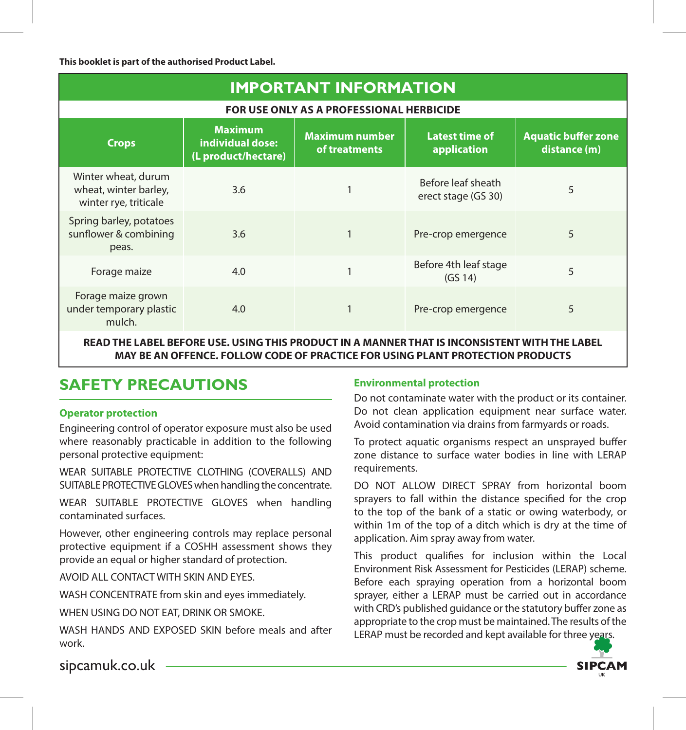**This booklet is part of the authorised Product Label.**

# IMPORTANT INFORMATION

**FOR USE ONLY AS A PROFESSIONAL HERBICIDE**

| Crops | Maximum individual dose: (L product/hectare) | Maximum number of treatments | Latest time of application | Aquatic buffer zone distance (m) |
|---|---|---|---|---|
| Winter wheat, durum wheat, winter barley, winter rye, triticale | 3.6 | 1 | Before leaf sheath erect stage (GS 30) | 5 |
| Spring barley, potatoes sunflower & combining peas. | 3.6 | 1 | Pre-crop emergence | 5 |
| Forage maize | 4.0 | 1 | Before 4th leaf stage (GS 14) | 5 |
| Forage maize grown under temporary plastic mulch. | 4.0 | 1 | Pre-crop emergence | 5 |

**READ THE LABEL BEFORE USE. USING THIS PRODUCT IN A MANNER THAT IS INCONSISTENT WITH THE LABEL MAY BE AN OFFENCE. FOLLOW CODE OF PRACTICE FOR USING PLANT PROTECTION PRODUCTS**

## SAFETY PRECAUTIONS

### Operator protection

Engineering control of operator exposure must also be used where reasonably practicable in addition to the following personal protective equipment:

WEAR SUITABLE PROTECTIVE CLOTHING (COVERALLS) AND SUITABLE PROTECTIVE GLOVES when handling the concentrate.

WEAR SUITABLE PROTECTIVE GLOVES when handling contaminated surfaces.

However, other engineering controls may replace personal protective equipment if a COSHH assessment shows they provide an equal or higher standard of protection.

AVOID ALL CONTACT WITH SKIN AND EYES.

WASH CONCENTRATE from skin and eyes immediately.

WHEN USING DO NOT EAT, DRINK OR SMOKE.

WASH HANDS AND EXPOSED SKIN before meals and after work.

### Environmental protection

Do not contaminate water with the product or its container. Do not clean application equipment near surface water. Avoid contamination via drains from farmyards or roads.

To protect aquatic organisms respect an unsprayed buffer zone distance to surface water bodies in line with LERAP requirements.

DO NOT ALLOW DIRECT SPRAY from horizontal boom sprayers to fall within the distance specified for the crop to the top of the bank of a static or owing waterbody, or within 1m of the top of a ditch which is dry at the time of application. Aim spray away from water.

This product qualifies for inclusion within the Local Environment Risk Assessment for Pesticides (LERAP) scheme. Before each spraying operation from a horizontal boom sprayer, either a LERAP must be carried out in accordance with CRD's published guidance or the statutory buffer zone as appropriate to the crop must be maintained. The results of the LERAP must be recorded and kept available for three years.

sipcamuk.co.uk

SIPCAM UK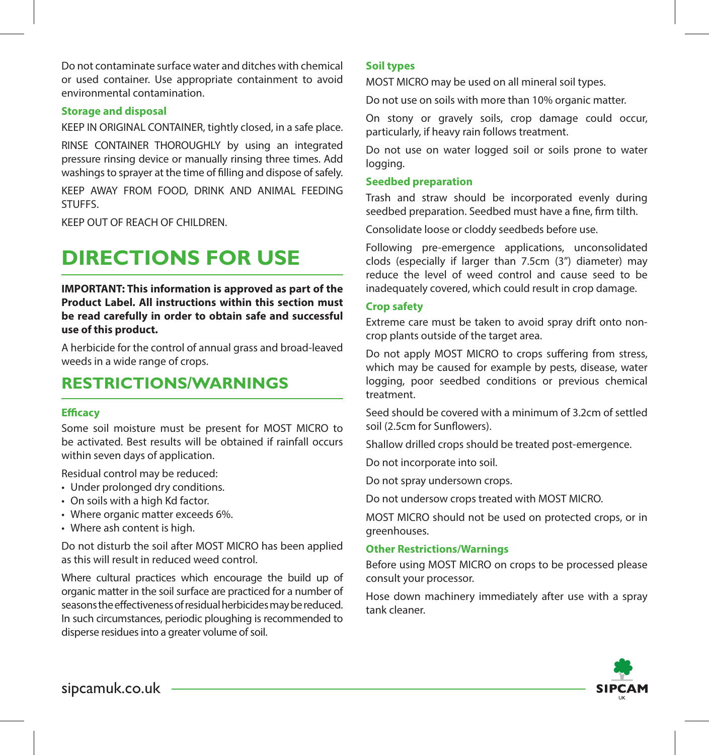Do not contaminate surface water and ditches with chemical or used container. Use appropriate containment to avoid environmental contamination.

### Storage and disposal

KEEP IN ORIGINAL CONTAINER, tightly closed, in a safe place.

RINSE CONTAINER THOROUGHLY by using an integrated pressure rinsing device or manually rinsing three times. Add washings to sprayer at the time of filling and dispose of safely.

KEEP AWAY FROM FOOD, DRINK AND ANIMAL FEEDING STUFFS.

KEEP OUT OF REACH OF CHILDREN.

# DIRECTIONS FOR USE

**IMPORTANT: This information is approved as part of the Product Label. All instructions within this section must be read carefully in order to obtain safe and successful use of this product.**

A herbicide for the control of annual grass and broad-leaved weeds in a wide range of crops.

## RESTRICTIONS/WARNINGS

### Efficacy

Some soil moisture must be present for MOST MICRO to be activated. Best results will be obtained if rainfall occurs within seven days of application.

Residual control may be reduced:

- Under prolonged dry conditions.
- On soils with a high Kd factor.
- Where organic matter exceeds 6%.
- Where ash content is high.

Do not disturb the soil after MOST MICRO has been applied as this will result in reduced weed control.

Where cultural practices which encourage the build up of organic matter in the soil surface are practiced for a number of seasons the effectiveness of residual herbicides may be reduced. In such circumstances, periodic ploughing is recommended to disperse residues into a greater volume of soil.

### Soil types

MOST MICRO may be used on all mineral soil types.

Do not use on soils with more than 10% organic matter.

On stony or gravely soils, crop damage could occur, particularly, if heavy rain follows treatment.

Do not use on water logged soil or soils prone to water logging.

### Seedbed preparation

Trash and straw should be incorporated evenly during seedbed preparation. Seedbed must have a fine, firm tilth.

Consolidate loose or cloddy seedbeds before use.

Following pre-emergence applications, unconsolidated clods (especially if larger than 7.5cm (3") diameter) may reduce the level of weed control and cause seed to be inadequately covered, which could result in crop damage.

### Crop safety

Extreme care must be taken to avoid spray drift onto non-crop plants outside of the target area.

Do not apply MOST MICRO to crops suffering from stress, which may be caused for example by pests, disease, water logging, poor seedbed conditions or previous chemical treatment.

Seed should be covered with a minimum of 3.2cm of settled soil (2.5cm for Sunflowers).

Shallow drilled crops should be treated post-emergence.

Do not incorporate into soil.

Do not spray undersown crops.

Do not undersow crops treated with MOST MICRO.

MOST MICRO should not be used on protected crops, or in greenhouses.

### Other Restrictions/Warnings

Before using MOST MICRO on crops to be processed please consult your processor.

Hose down machinery immediately after use with a spray tank cleaner.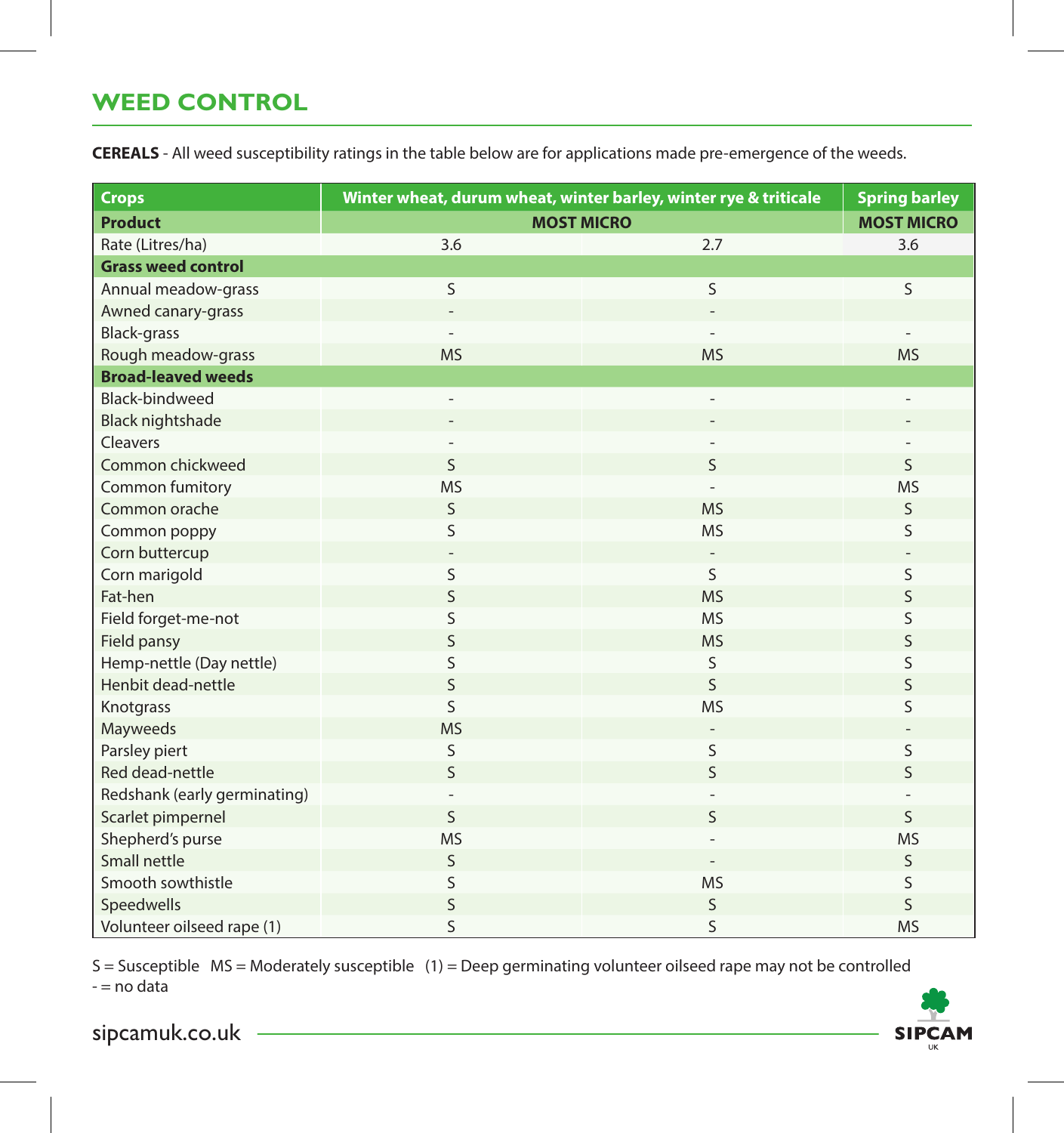## WEED CONTROL

**CEREALS** - All weed susceptibility ratings in the table below are for applications made pre-emergence of the weeds.

| Crops | Winter wheat, durum wheat, winter barley, winter rye & triticale | | Spring barley |
|---|---|---|---|
| **Product** | **MOST MICRO** | | **MOST MICRO** |
| Rate (Litres/ha) | 3.6 | 2.7 | 3.6 |
| **Grass weed control** | | | |
| Annual meadow-grass | S | S | S |
| Awned canary-grass | - | - | |
| Black-grass | - | - | - |
| Rough meadow-grass | MS | MS | MS |
| **Broad-leaved weeds** | | | |
| Black-bindweed | - | - | - |
| Black nightshade | - | - | - |
| Cleavers | - | - | - |
| Common chickweed | S | S | S |
| Common fumitory | MS | - | MS |
| Common orache | S | MS | S |
| Common poppy | S | MS | S |
| Corn buttercup | - | - | - |
| Corn marigold | S | S | S |
| Fat-hen | S | MS | S |
| Field forget-me-not | S | MS | S |
| Field pansy | S | MS | S |
| Hemp-nettle (Day nettle) | S | S | S |
| Henbit dead-nettle | S | S | S |
| Knotgrass | S | MS | S |
| Mayweeds | MS | - | - |
| Parsley piert | S | S | S |
| Red dead-nettle | S | S | S |
| Redshank (early germinating) | - | - | - |
| Scarlet pimpernel | S | S | S |
| Shepherd's purse | MS | - | MS |
| Small nettle | S | - | S |
| Smooth sowthistle | S | MS | S |
| Speedwells | S | S | S |
| Volunteer oilseed rape (1) | S | S | MS |

S = Susceptible MS = Moderately susceptible (1) = Deep germinating volunteer oilseed rape may not be controlled
- = no data

sipcamuk.co.uk

SIPCAM UK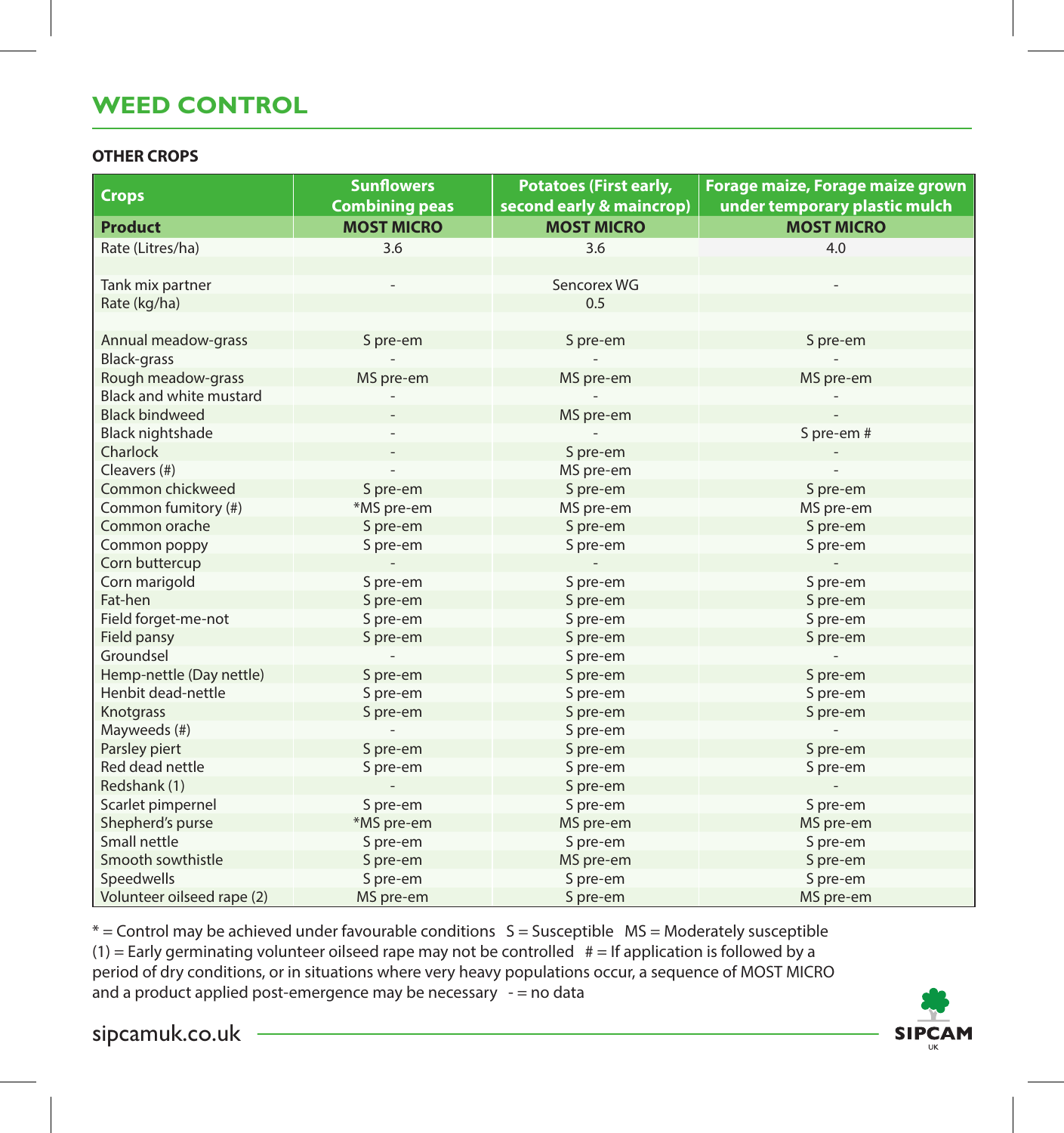# WEED CONTROL

**OTHER CROPS**

| Crops | Sunflowers Combining peas | Potatoes (First early, second early & maincrop) | Forage maize, Forage maize grown under temporary plastic mulch |
|---|---|---|---|
| **Product** | **MOST MICRO** | **MOST MICRO** | **MOST MICRO** |
| Rate (Litres/ha) | 3.6 | 3.6 | 4.0 |
| | | | |
| Tank mix partner | - | Sencorex WG | - |
| Rate (kg/ha) | | 0.5 | |
| | | | |
| Annual meadow-grass | S pre-em | S pre-em | S pre-em |
| Black-grass | - | - | - |
| Rough meadow-grass | MS pre-em | MS pre-em | MS pre-em |
| Black and white mustard | - | - | - |
| Black bindweed | - | MS pre-em | - |
| Black nightshade | - | - | S pre-em # |
| Charlock | - | S pre-em | - |
| Cleavers (#) | - | MS pre-em | - |
| Common chickweed | S pre-em | S pre-em | S pre-em |
| Common fumitory (#) | *MS pre-em | MS pre-em | MS pre-em |
| Common orache | S pre-em | S pre-em | S pre-em |
| Common poppy | S pre-em | S pre-em | S pre-em |
| Corn buttercup | - | - | - |
| Corn marigold | S pre-em | S pre-em | S pre-em |
| Fat-hen | S pre-em | S pre-em | S pre-em |
| Field forget-me-not | S pre-em | S pre-em | S pre-em |
| Field pansy | S pre-em | S pre-em | S pre-em |
| Groundsel | - | S pre-em | - |
| Hemp-nettle (Day nettle) | S pre-em | S pre-em | S pre-em |
| Henbit dead-nettle | S pre-em | S pre-em | S pre-em |
| Knotgrass | S pre-em | S pre-em | S pre-em |
| Mayweeds (#) | - | S pre-em | - |
| Parsley piert | S pre-em | S pre-em | S pre-em |
| Red dead nettle | S pre-em | S pre-em | S pre-em |
| Redshank (1) | - | S pre-em | - |
| Scarlet pimpernel | S pre-em | S pre-em | S pre-em |
| Shepherd's purse | *MS pre-em | MS pre-em | MS pre-em |
| Small nettle | S pre-em | S pre-em | S pre-em |
| Smooth sowthistle | S pre-em | MS pre-em | S pre-em |
| Speedwells | S pre-em | S pre-em | S pre-em |
| Volunteer oilseed rape (2) | MS pre-em | S pre-em | MS pre-em |

* = Control may be achieved under favourable conditions   S = Susceptible   MS = Moderately susceptible
(1) = Early germinating volunteer oilseed rape may not be controlled   # = If application is followed by a period of dry conditions, or in situations where very heavy populations occur, a sequence of MOST MICRO and a product applied post-emergence may be necessary   - = no data

sipcamuk.co.uk

SIPCAM UK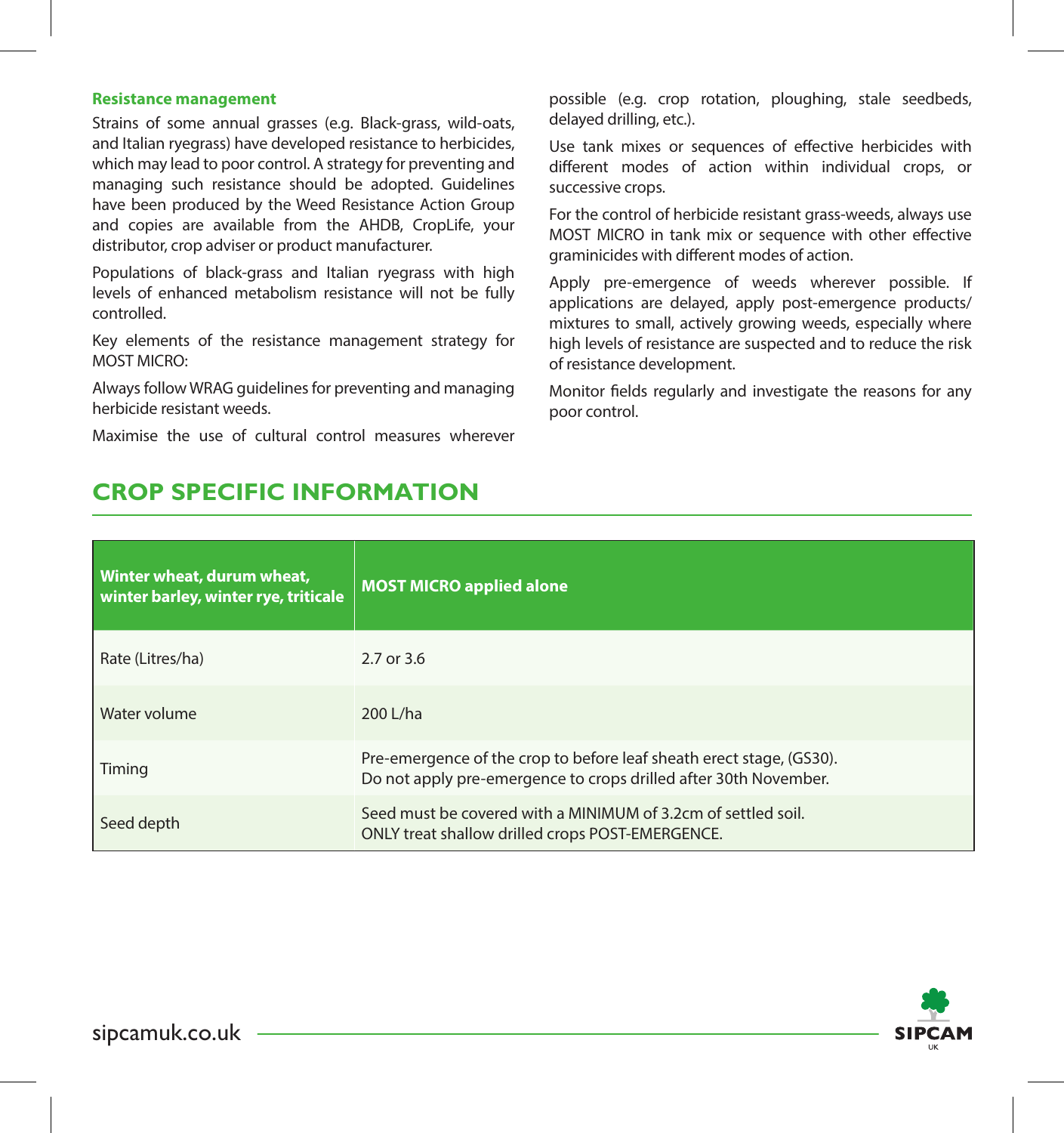### Resistance management

Strains of some annual grasses (e.g. Black-grass, wild-oats, and Italian ryegrass) have developed resistance to herbicides, which may lead to poor control. A strategy for preventing and managing such resistance should be adopted. Guidelines have been produced by the Weed Resistance Action Group and copies are available from the AHDB, CropLife, your distributor, crop adviser or product manufacturer.

Populations of black-grass and Italian ryegrass with high levels of enhanced metabolism resistance will not be fully controlled.

Key elements of the resistance management strategy for MOST MICRO:

Always follow WRAG guidelines for preventing and managing herbicide resistant weeds.

Maximise the use of cultural control measures wherever possible (e.g. crop rotation, ploughing, stale seedbeds, delayed drilling, etc.).

Use tank mixes or sequences of effective herbicides with different modes of action within individual crops, or successive crops.

For the control of herbicide resistant grass-weeds, always use MOST MICRO in tank mix or sequence with other effective graminicides with different modes of action.

Apply pre-emergence of weeds wherever possible. If applications are delayed, apply post-emergence products/ mixtures to small, actively growing weeds, especially where high levels of resistance are suspected and to reduce the risk of resistance development.

Monitor fields regularly and investigate the reasons for any poor control.

## CROP SPECIFIC INFORMATION

| Winter wheat, durum wheat, winter barley, winter rye, triticale | MOST MICRO applied alone |
|---|---|
| Rate (Litres/ha) | 2.7 or 3.6 |
| Water volume | 200 L/ha |
| Timing | Pre-emergence of the crop to before leaf sheath erect stage, (GS30).<br>Do not apply pre-emergence to crops drilled after 30th November. |
| Seed depth | Seed must be covered with a MINIMUM of 3.2cm of settled soil.<br>ONLY treat shallow drilled crops POST-EMERGENCE. |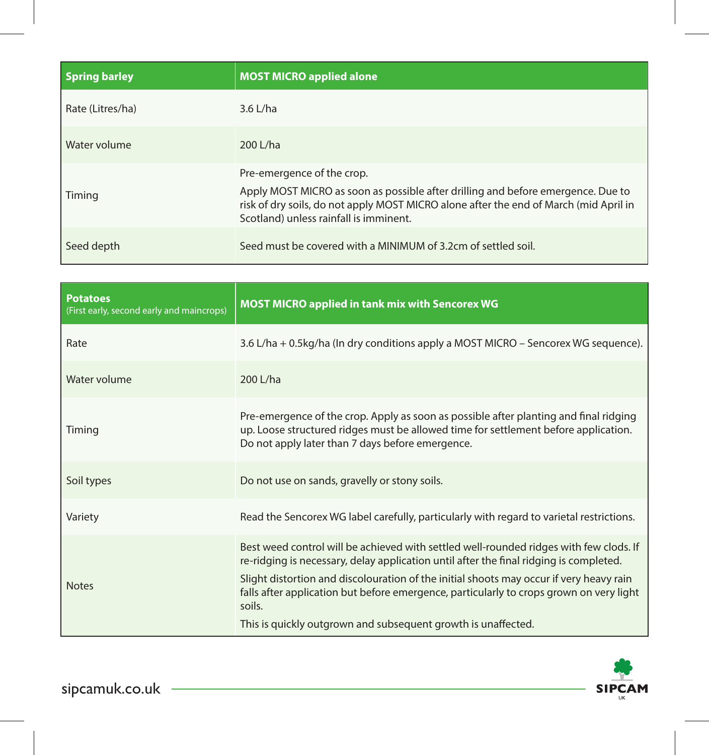| Spring barley | MOST MICRO applied alone |
|---|---|
| Rate (Litres/ha) | 3.6 L/ha |
| Water volume | 200 L/ha |
| Timing | Pre-emergence of the crop.<br>Apply MOST MICRO as soon as possible after drilling and before emergence. Due to risk of dry soils, do not apply MOST MICRO alone after the end of March (mid April in Scotland) unless rainfall is imminent. |
| Seed depth | Seed must be covered with a MINIMUM of 3.2cm of settled soil. |

| **Potatoes**<br>(First early, second early and maincrops) | MOST MICRO applied in tank mix with Sencorex WG |
|---|---|
| Rate | 3.6 L/ha + 0.5kg/ha (In dry conditions apply a MOST MICRO – Sencorex WG sequence). |
| Water volume | 200 L/ha |
| Timing | Pre-emergence of the crop. Apply as soon as possible after planting and final ridging up. Loose structured ridges must be allowed time for settlement before application. Do not apply later than 7 days before emergence. |
| Soil types | Do not use on sands, gravelly or stony soils. |
| Variety | Read the Sencorex WG label carefully, particularly with regard to varietal restrictions. |
| Notes | Best weed control will be achieved with settled well-rounded ridges with few clods. If re-ridging is necessary, delay application until after the final ridging is completed.<br>Slight distortion and discolouration of the initial shoots may occur if very heavy rain falls after application but before emergence, particularly to crops grown on very light soils.<br>This is quickly outgrown and subsequent growth is unaffected. |

sipcamuk.co.uk

SIPCAM UK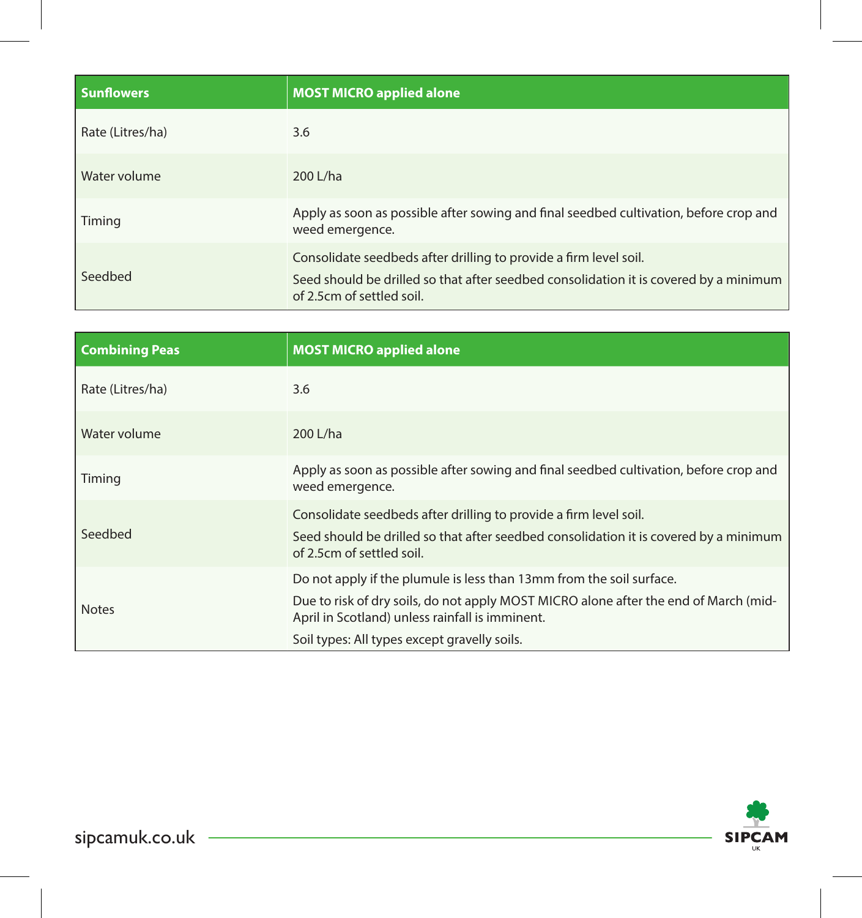| Sunflowers | MOST MICRO applied alone |
|---|---|
| Rate (Litres/ha) | 3.6 |
| Water volume | 200 L/ha |
| Timing | Apply as soon as possible after sowing and final seedbed cultivation, before crop and weed emergence. |
| Seedbed | Consolidate seedbeds after drilling to provide a firm level soil. Seed should be drilled so that after seedbed consolidation it is covered by a minimum of 2.5cm of settled soil. |

| Combining Peas | MOST MICRO applied alone |
|---|---|
| Rate (Litres/ha) | 3.6 |
| Water volume | 200 L/ha |
| Timing | Apply as soon as possible after sowing and final seedbed cultivation, before crop and weed emergence. |
| Seedbed | Consolidate seedbeds after drilling to provide a firm level soil. Seed should be drilled so that after seedbed consolidation it is covered by a minimum of 2.5cm of settled soil. |
| Notes | Do not apply if the plumule is less than 13mm from the soil surface. Due to risk of dry soils, do not apply MOST MICRO alone after the end of March (mid-April in Scotland) unless rainfall is imminent. Soil types: All types except gravelly soils. |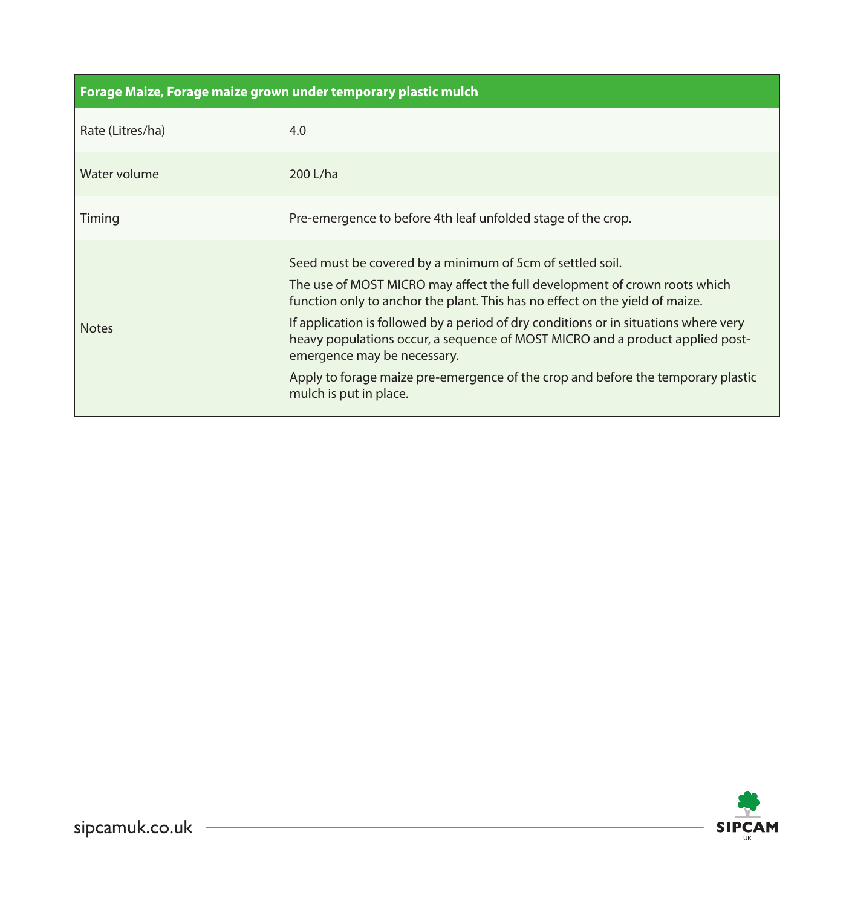| Forage Maize, Forage maize grown under temporary plastic mulch | |
|---|---|
| Rate (Litres/ha) | 4.0 |
| Water volume | 200 L/ha |
| Timing | Pre-emergence to before 4th leaf unfolded stage of the crop. |
| Notes | Seed must be covered by a minimum of 5cm of settled soil.<br>The use of MOST MICRO may affect the full development of crown roots which function only to anchor the plant. This has no effect on the yield of maize.<br>If application is followed by a period of dry conditions or in situations where very heavy populations occur, a sequence of MOST MICRO and a product applied post-emergence may be necessary.<br>Apply to forage maize pre-emergence of the crop and before the temporary plastic mulch is put in place. |

sipcamuk.co.uk

SIPCAM UK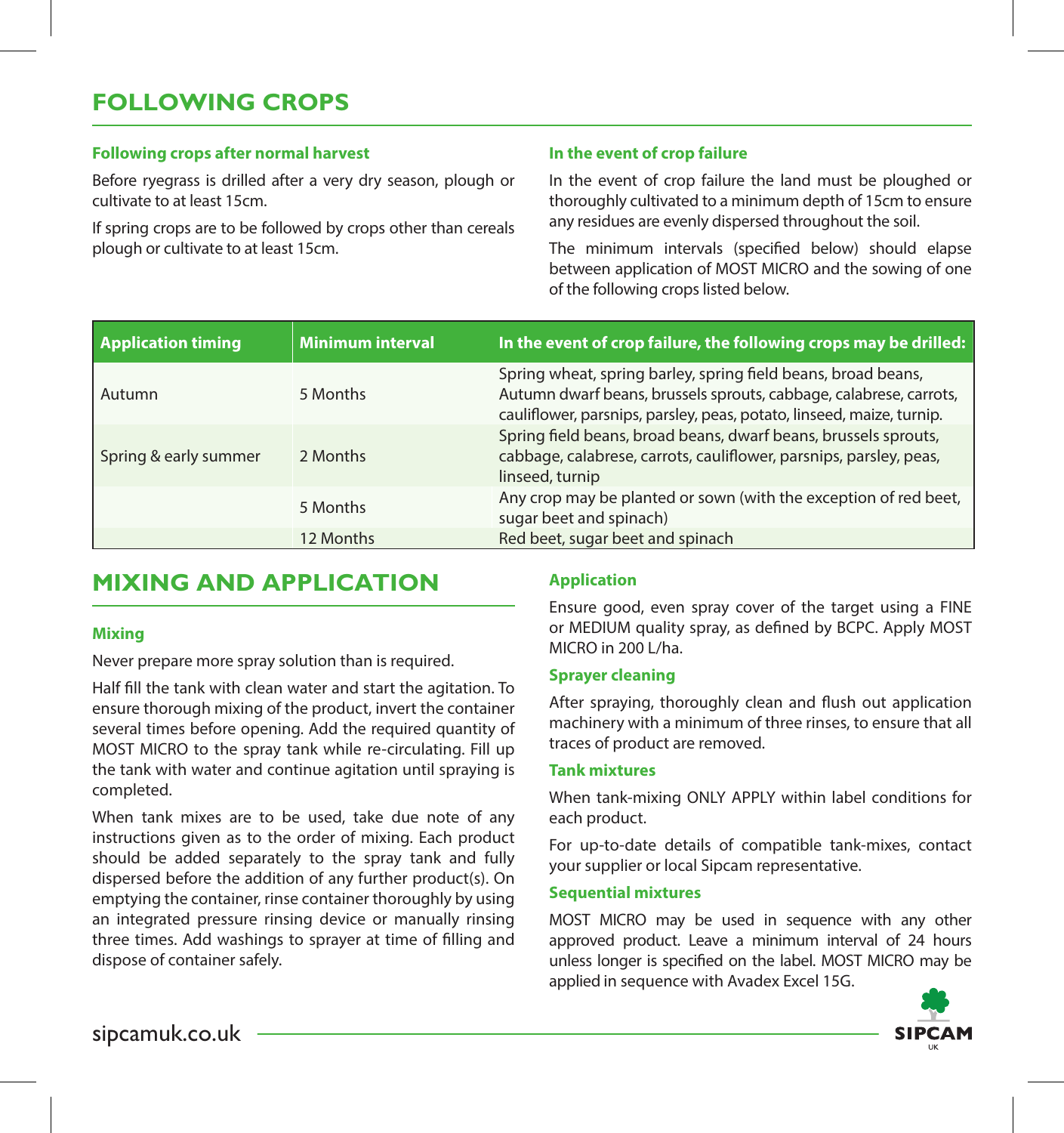# FOLLOWING CROPS

### Following crops after normal harvest

Before ryegrass is drilled after a very dry season, plough or cultivate to at least 15cm.

If spring crops are to be followed by crops other than cereals plough or cultivate to at least 15cm.

### In the event of crop failure

In the event of crop failure the land must be ploughed or thoroughly cultivated to a minimum depth of 15cm to ensure any residues are evenly dispersed throughout the soil.

The minimum intervals (specified below) should elapse between application of MOST MICRO and the sowing of one of the following crops listed below.

| Application timing | Minimum interval | In the event of crop failure, the following crops may be drilled: |
|---|---|---|
| Autumn | 5 Months | Spring wheat, spring barley, spring field beans, broad beans, Autumn dwarf beans, brussels sprouts, cabbage, calabrese, carrots, cauliflower, parsnips, parsley, peas, potato, linseed, maize, turnip. |
| Spring & early summer | 2 Months | Spring field beans, broad beans, dwarf beans, brussels sprouts, cabbage, calabrese, carrots, cauliflower, parsnips, parsley, peas, linseed, turnip |
| | 5 Months | Any crop may be planted or sown (with the exception of red beet, sugar beet and spinach) |
| | 12 Months | Red beet, sugar beet and spinach |

# MIXING AND APPLICATION

### Mixing

Never prepare more spray solution than is required.

Half fill the tank with clean water and start the agitation. To ensure thorough mixing of the product, invert the container several times before opening. Add the required quantity of MOST MICRO to the spray tank while re-circulating. Fill up the tank with water and continue agitation until spraying is completed.

When tank mixes are to be used, take due note of any instructions given as to the order of mixing. Each product should be added separately to the spray tank and fully dispersed before the addition of any further product(s). On emptying the container, rinse container thoroughly by using an integrated pressure rinsing device or manually rinsing three times. Add washings to sprayer at time of filling and dispose of container safely.

### Application

Ensure good, even spray cover of the target using a FINE or MEDIUM quality spray, as defined by BCPC. Apply MOST MICRO in 200 L/ha.

### Sprayer cleaning

After spraying, thoroughly clean and flush out application machinery with a minimum of three rinses, to ensure that all traces of product are removed.

### Tank mixtures

When tank-mixing ONLY APPLY within label conditions for each product.

For up-to-date details of compatible tank-mixes, contact your supplier or local Sipcam representative.

### Sequential mixtures

MOST MICRO may be used in sequence with any other approved product. Leave a minimum interval of 24 hours unless longer is specified on the label. MOST MICRO may be applied in sequence with Avadex Excel 15G.

sipcamuk.co.uk

SIPCAM UK